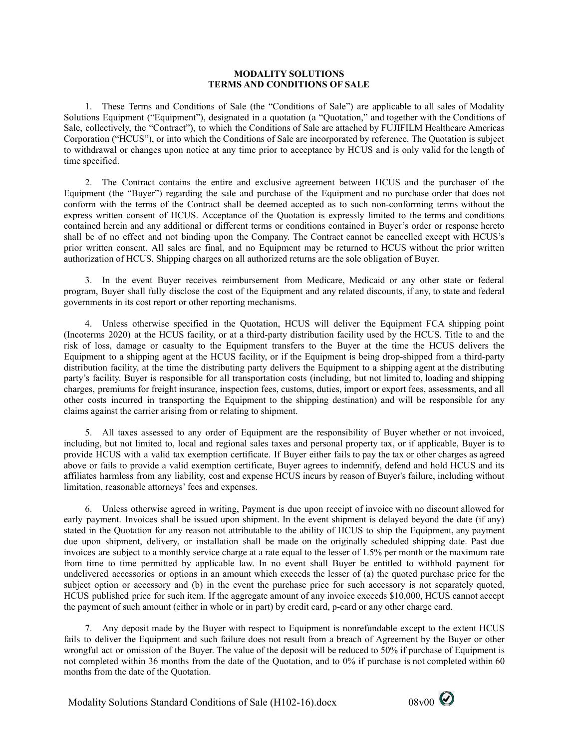**MODALITY SOLUTIONS**
**TERMS AND CONDITIONS OF SALE**

1. These Terms and Conditions of Sale (the "Conditions of Sale") are applicable to all sales of Modality Solutions Equipment ("Equipment"), designated in a quotation (a "Quotation," and together with the Conditions of Sale, collectively, the "Contract"), to which the Conditions of Sale are attached by FUJIFILM Healthcare Americas Corporation ("HCUS"), or into which the Conditions of Sale are incorporated by reference. The Quotation is subject to withdrawal or changes upon notice at any time prior to acceptance by HCUS and is only valid for the length of time specified.

2. The Contract contains the entire and exclusive agreement between HCUS and the purchaser of the Equipment (the "Buyer") regarding the sale and purchase of the Equipment and no purchase order that does not conform with the terms of the Contract shall be deemed accepted as to such non-conforming terms without the express written consent of HCUS. Acceptance of the Quotation is expressly limited to the terms and conditions contained herein and any additional or different terms or conditions contained in Buyer's order or response hereto shall be of no effect and not binding upon the Company. The Contract cannot be cancelled except with HCUS's prior written consent. All sales are final, and no Equipment may be returned to HCUS without the prior written authorization of HCUS. Shipping charges on all authorized returns are the sole obligation of Buyer.

3. In the event Buyer receives reimbursement from Medicare, Medicaid or any other state or federal program, Buyer shall fully disclose the cost of the Equipment and any related discounts, if any, to state and federal governments in its cost report or other reporting mechanisms.

4. Unless otherwise specified in the Quotation, HCUS will deliver the Equipment FCA shipping point (Incoterms 2020) at the HCUS facility, or at a third-party distribution facility used by the HCUS. Title to and the risk of loss, damage or casualty to the Equipment transfers to the Buyer at the time the HCUS delivers the Equipment to a shipping agent at the HCUS facility, or if the Equipment is being drop-shipped from a third-party distribution facility, at the time the distributing party delivers the Equipment to a shipping agent at the distributing party's facility. Buyer is responsible for all transportation costs (including, but not limited to, loading and shipping charges, premiums for freight insurance, inspection fees, customs, duties, import or export fees, assessments, and all other costs incurred in transporting the Equipment to the shipping destination) and will be responsible for any claims against the carrier arising from or relating to shipment.

5. All taxes assessed to any order of Equipment are the responsibility of Buyer whether or not invoiced, including, but not limited to, local and regional sales taxes and personal property tax, or if applicable, Buyer is to provide HCUS with a valid tax exemption certificate. If Buyer either fails to pay the tax or other charges as agreed above or fails to provide a valid exemption certificate, Buyer agrees to indemnify, defend and hold HCUS and its affiliates harmless from any liability, cost and expense HCUS incurs by reason of Buyer's failure, including without limitation, reasonable attorneys' fees and expenses.

6. Unless otherwise agreed in writing, Payment is due upon receipt of invoice with no discount allowed for early payment. Invoices shall be issued upon shipment. In the event shipment is delayed beyond the date (if any) stated in the Quotation for any reason not attributable to the ability of HCUS to ship the Equipment, any payment due upon shipment, delivery, or installation shall be made on the originally scheduled shipping date. Past due invoices are subject to a monthly service charge at a rate equal to the lesser of 1.5% per month or the maximum rate from time to time permitted by applicable law. In no event shall Buyer be entitled to withhold payment for undelivered accessories or options in an amount which exceeds the lesser of (a) the quoted purchase price for the subject option or accessory and (b) in the event the purchase price for such accessory is not separately quoted, HCUS published price for such item. If the aggregate amount of any invoice exceeds $10,000, HCUS cannot accept the payment of such amount (either in whole or in part) by credit card, p-card or any other charge card.

7. Any deposit made by the Buyer with respect to Equipment is nonrefundable except to the extent HCUS fails to deliver the Equipment and such failure does not result from a breach of Agreement by the Buyer or other wrongful act or omission of the Buyer. The value of the deposit will be reduced to 50% if purchase of Equipment is not completed within 36 months from the date of the Quotation, and to 0% if purchase is not completed within 60 months from the date of the Quotation.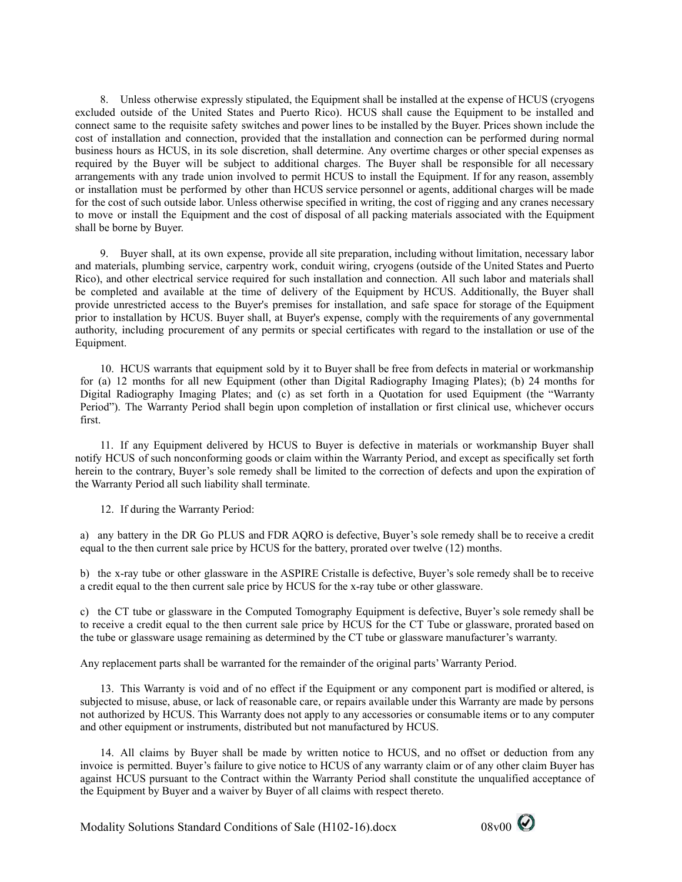8. Unless otherwise expressly stipulated, the Equipment shall be installed at the expense of HCUS (cryogens excluded outside of the United States and Puerto Rico). HCUS shall cause the Equipment to be installed and connect same to the requisite safety switches and power lines to be installed by the Buyer. Prices shown include the cost of installation and connection, provided that the installation and connection can be performed during normal business hours as HCUS, in its sole discretion, shall determine. Any overtime charges or other special expenses as required by the Buyer will be subject to additional charges. The Buyer shall be responsible for all necessary arrangements with any trade union involved to permit HCUS to install the Equipment. If for any reason, assembly or installation must be performed by other than HCUS service personnel or agents, additional charges will be made for the cost of such outside labor. Unless otherwise specified in writing, the cost of rigging and any cranes necessary to move or install the Equipment and the cost of disposal of all packing materials associated with the Equipment shall be borne by Buyer.

9. Buyer shall, at its own expense, provide all site preparation, including without limitation, necessary labor and materials, plumbing service, carpentry work, conduit wiring, cryogens (outside of the United States and Puerto Rico), and other electrical service required for such installation and connection. All such labor and materials shall be completed and available at the time of delivery of the Equipment by HCUS. Additionally, the Buyer shall provide unrestricted access to the Buyer's premises for installation, and safe space for storage of the Equipment prior to installation by HCUS. Buyer shall, at Buyer's expense, comply with the requirements of any governmental authority, including procurement of any permits or special certificates with regard to the installation or use of the Equipment.

10. HCUS warrants that equipment sold by it to Buyer shall be free from defects in material or workmanship for (a) 12 months for all new Equipment (other than Digital Radiography Imaging Plates); (b) 24 months for Digital Radiography Imaging Plates; and (c) as set forth in a Quotation for used Equipment (the "Warranty Period"). The Warranty Period shall begin upon completion of installation or first clinical use, whichever occurs first.

11. If any Equipment delivered by HCUS to Buyer is defective in materials or workmanship Buyer shall notify HCUS of such nonconforming goods or claim within the Warranty Period, and except as specifically set forth herein to the contrary, Buyer's sole remedy shall be limited to the correction of defects and upon the expiration of the Warranty Period all such liability shall terminate.

12. If during the Warranty Period:

a) any battery in the DR Go PLUS and FDR AQRO is defective, Buyer's sole remedy shall be to receive a credit equal to the then current sale price by HCUS for the battery, prorated over twelve (12) months.

b) the x-ray tube or other glassware in the ASPIRE Cristalle is defective, Buyer's sole remedy shall be to receive a credit equal to the then current sale price by HCUS for the x-ray tube or other glassware.

c) the CT tube or glassware in the Computed Tomography Equipment is defective, Buyer's sole remedy shall be to receive a credit equal to the then current sale price by HCUS for the CT Tube or glassware, prorated based on the tube or glassware usage remaining as determined by the CT tube or glassware manufacturer's warranty.

Any replacement parts shall be warranted for the remainder of the original parts' Warranty Period.

13. This Warranty is void and of no effect if the Equipment or any component part is modified or altered, is subjected to misuse, abuse, or lack of reasonable care, or repairs available under this Warranty are made by persons not authorized by HCUS. This Warranty does not apply to any accessories or consumable items or to any computer and other equipment or instruments, distributed but not manufactured by HCUS.

14. All claims by Buyer shall be made by written notice to HCUS, and no offset or deduction from any invoice is permitted. Buyer's failure to give notice to HCUS of any warranty claim or of any other claim Buyer has against HCUS pursuant to the Contract within the Warranty Period shall constitute the unqualified acceptance of the Equipment by Buyer and a waiver by Buyer of all claims with respect thereto.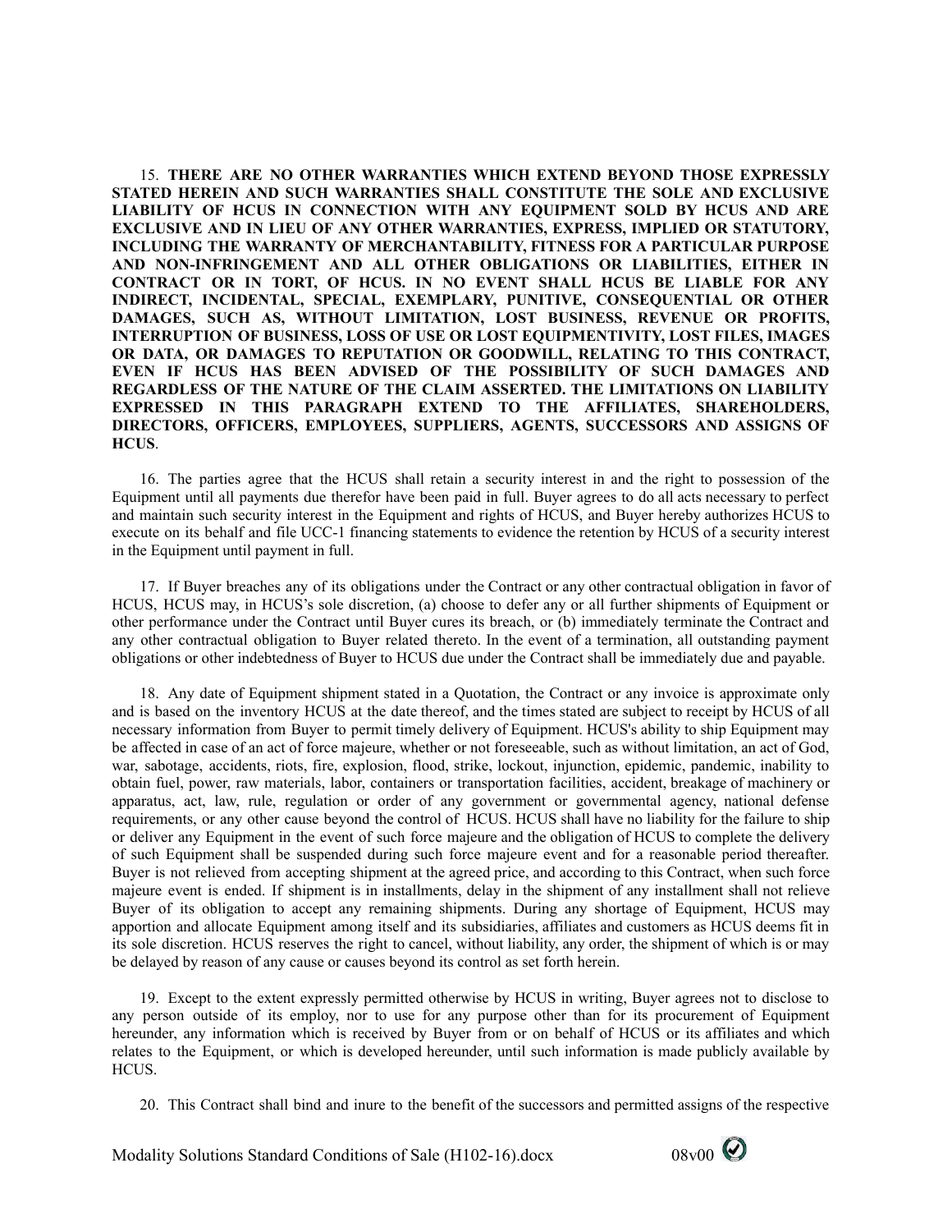15. **THERE ARE NO OTHER WARRANTIES WHICH EXTEND BEYOND THOSE EXPRESSLY STATED HEREIN AND SUCH WARRANTIES SHALL CONSTITUTE THE SOLE AND EXCLUSIVE LIABILITY OF HCUS IN CONNECTION WITH ANY EQUIPMENT SOLD BY HCUS AND ARE EXCLUSIVE AND IN LIEU OF ANY OTHER WARRANTIES, EXPRESS, IMPLIED OR STATUTORY, INCLUDING THE WARRANTY OF MERCHANTABILITY, FITNESS FOR A PARTICULAR PURPOSE AND NON-INFRINGEMENT AND ALL OTHER OBLIGATIONS OR LIABILITIES, EITHER IN CONTRACT OR IN TORT, OF HCUS. IN NO EVENT SHALL HCUS BE LIABLE FOR ANY INDIRECT, INCIDENTAL, SPECIAL, EXEMPLARY, PUNITIVE, CONSEQUENTIAL OR OTHER DAMAGES, SUCH AS, WITHOUT LIMITATION, LOST BUSINESS, REVENUE OR PROFITS, INTERRUPTION OF BUSINESS, LOSS OF USE OR LOST EQUIPMENTIVITY, LOST FILES, IMAGES OR DATA, OR DAMAGES TO REPUTATION OR GOODWILL, RELATING TO THIS CONTRACT, EVEN IF HCUS HAS BEEN ADVISED OF THE POSSIBILITY OF SUCH DAMAGES AND REGARDLESS OF THE NATURE OF THE CLAIM ASSERTED. THE LIMITATIONS ON LIABILITY EXPRESSED IN THIS PARAGRAPH EXTEND TO THE AFFILIATES, SHAREHOLDERS, DIRECTORS, OFFICERS, EMPLOYEES, SUPPLIERS, AGENTS, SUCCESSORS AND ASSIGNS OF HCUS**.

16. The parties agree that the HCUS shall retain a security interest in and the right to possession of the Equipment until all payments due therefor have been paid in full. Buyer agrees to do all acts necessary to perfect and maintain such security interest in the Equipment and rights of HCUS, and Buyer hereby authorizes HCUS to execute on its behalf and file UCC-1 financing statements to evidence the retention by HCUS of a security interest in the Equipment until payment in full.

17. If Buyer breaches any of its obligations under the Contract or any other contractual obligation in favor of HCUS, HCUS may, in HCUS's sole discretion, (a) choose to defer any or all further shipments of Equipment or other performance under the Contract until Buyer cures its breach, or (b) immediately terminate the Contract and any other contractual obligation to Buyer related thereto. In the event of a termination, all outstanding payment obligations or other indebtedness of Buyer to HCUS due under the Contract shall be immediately due and payable.

18. Any date of Equipment shipment stated in a Quotation, the Contract or any invoice is approximate only and is based on the inventory HCUS at the date thereof, and the times stated are subject to receipt by HCUS of all necessary information from Buyer to permit timely delivery of Equipment. HCUS's ability to ship Equipment may be affected in case of an act of force majeure, whether or not foreseeable, such as without limitation, an act of God, war, sabotage, accidents, riots, fire, explosion, flood, strike, lockout, injunction, epidemic, pandemic, inability to obtain fuel, power, raw materials, labor, containers or transportation facilities, accident, breakage of machinery or apparatus, act, law, rule, regulation or order of any government or governmental agency, national defense requirements, or any other cause beyond the control of HCUS. HCUS shall have no liability for the failure to ship or deliver any Equipment in the event of such force majeure and the obligation of HCUS to complete the delivery of such Equipment shall be suspended during such force majeure event and for a reasonable period thereafter. Buyer is not relieved from accepting shipment at the agreed price, and according to this Contract, when such force majeure event is ended. If shipment is in installments, delay in the shipment of any installment shall not relieve Buyer of its obligation to accept any remaining shipments. During any shortage of Equipment, HCUS may apportion and allocate Equipment among itself and its subsidiaries, affiliates and customers as HCUS deems fit in its sole discretion. HCUS reserves the right to cancel, without liability, any order, the shipment of which is or may be delayed by reason of any cause or causes beyond its control as set forth herein.

19. Except to the extent expressly permitted otherwise by HCUS in writing, Buyer agrees not to disclose to any person outside of its employ, nor to use for any purpose other than for its procurement of Equipment hereunder, any information which is received by Buyer from or on behalf of HCUS or its affiliates and which relates to the Equipment, or which is developed hereunder, until such information is made publicly available by HCUS.

20. This Contract shall bind and inure to the benefit of the successors and permitted assigns of the respective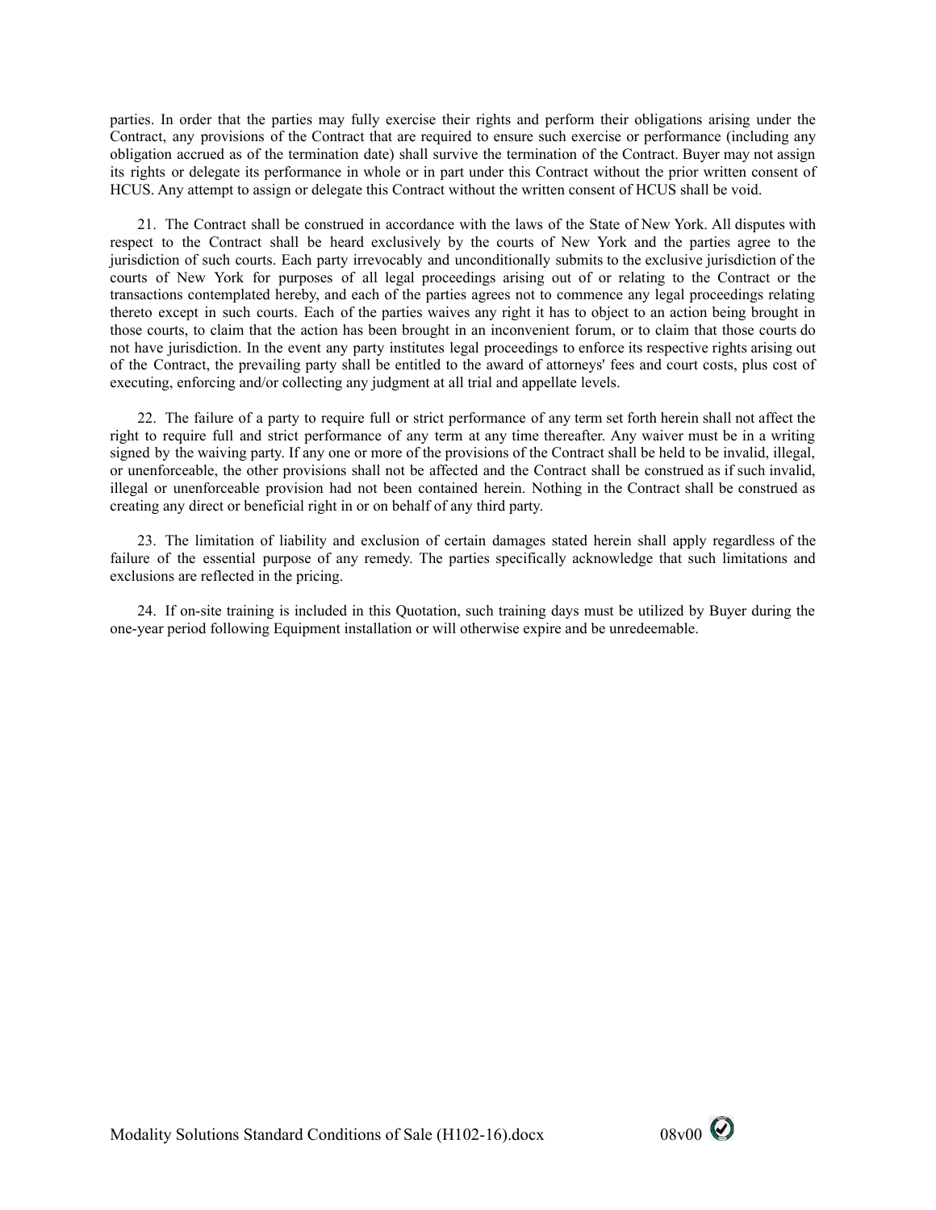parties. In order that the parties may fully exercise their rights and perform their obligations arising under the Contract, any provisions of the Contract that are required to ensure such exercise or performance (including any obligation accrued as of the termination date) shall survive the termination of the Contract. Buyer may not assign its rights or delegate its performance in whole or in part under this Contract without the prior written consent of HCUS. Any attempt to assign or delegate this Contract without the written consent of HCUS shall be void.

21. The Contract shall be construed in accordance with the laws of the State of New York. All disputes with respect to the Contract shall be heard exclusively by the courts of New York and the parties agree to the jurisdiction of such courts. Each party irrevocably and unconditionally submits to the exclusive jurisdiction of the courts of New York for purposes of all legal proceedings arising out of or relating to the Contract or the transactions contemplated hereby, and each of the parties agrees not to commence any legal proceedings relating thereto except in such courts. Each of the parties waives any right it has to object to an action being brought in those courts, to claim that the action has been brought in an inconvenient forum, or to claim that those courts do not have jurisdiction. In the event any party institutes legal proceedings to enforce its respective rights arising out of the Contract, the prevailing party shall be entitled to the award of attorneys' fees and court costs, plus cost of executing, enforcing and/or collecting any judgment at all trial and appellate levels.

22. The failure of a party to require full or strict performance of any term set forth herein shall not affect the right to require full and strict performance of any term at any time thereafter. Any waiver must be in a writing signed by the waiving party. If any one or more of the provisions of the Contract shall be held to be invalid, illegal, or unenforceable, the other provisions shall not be affected and the Contract shall be construed as if such invalid, illegal or unenforceable provision had not been contained herein. Nothing in the Contract shall be construed as creating any direct or beneficial right in or on behalf of any third party.

23. The limitation of liability and exclusion of certain damages stated herein shall apply regardless of the failure of the essential purpose of any remedy. The parties specifically acknowledge that such limitations and exclusions are reflected in the pricing.

24. If on-site training is included in this Quotation, such training days must be utilized by Buyer during the one-year period following Equipment installation or will otherwise expire and be unredeemable.